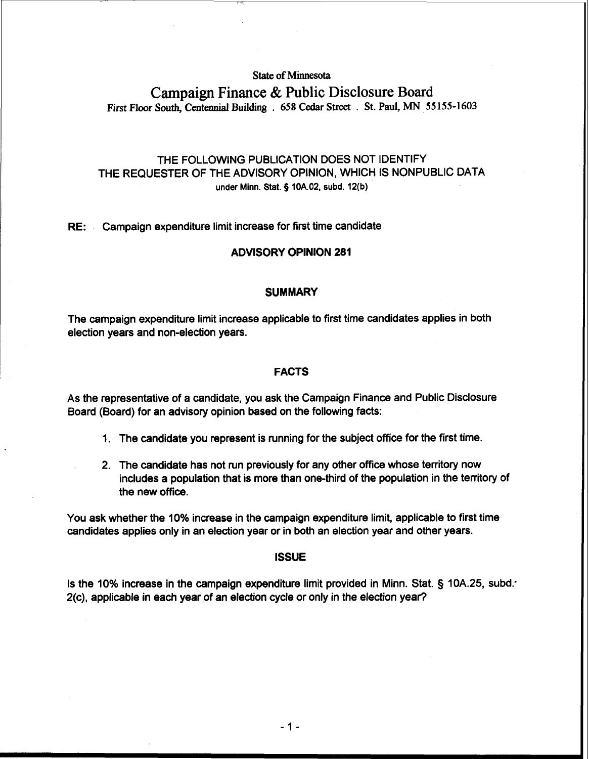State of Minnesota

# Campaign Finance & Public Disclosure Board

First Floor South, Centennial Building . 658 Cedar Street . St. Paul, MN 55155-1603

THE FOLLOWING PUBLICATION DOES NOT IDENTIFY THE REQUESTER OF THE ADVISORY OPINION, WHICH IS NONPUBLIC DATA under Minn. Stat. § 10A.02, subd. 12(b)

**RE:** Campaign expenditure limit increase for first time candidate

## ADVISORY OPINION 281

### SUMMARY

The campaign expenditure limit increase applicable to first time candidates applies in both election years and non-election years.

### FACTS

As the representative of a candidate, you ask the Campaign Finance and Public Disclosure Board (Board) for an advisory opinion based on the following facts:

1. The candidate you represent is running for the subject office for the first time.
2. The candidate has not run previously for any other office whose territory now includes a population that is more than one-third of the population in the territory of the new office.

You ask whether the 10% increase in the campaign expenditure limit, applicable to first time candidates applies only in an election year or in both an election year and other years.

### ISSUE

Is the 10% increase in the campaign expenditure limit provided in Minn. Stat. § 10A.25, subd. 2(c), applicable in each year of an election cycle or only in the election year?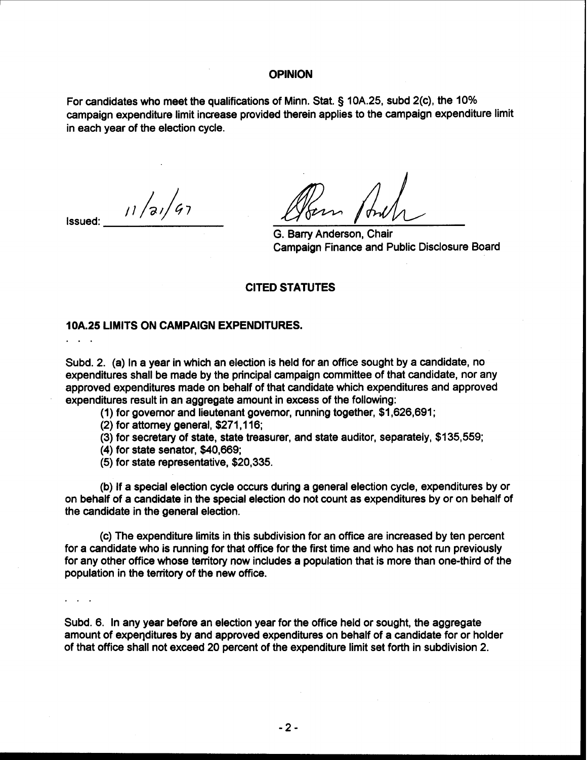## OPINION

For candidates who meet the qualifications of Minn. Stat. § 10A.25, subd 2(c), the 10% campaign expenditure limit increase provided therein applies to the campaign expenditure limit in each year of the election cycle.

Issued: 11/21/97

G. Barry Anderson, Chair
Campaign Finance and Public Disclosure Board

## CITED STATUTES

### 10A.25 LIMITS ON CAMPAIGN EXPENDITURES.

. . .

Subd. 2. (a) In a year in which an election is held for an office sought by a candidate, no expenditures shall be made by the principal campaign committee of that candidate, nor any approved expenditures made on behalf of that candidate which expenditures and approved expenditures result in an aggregate amount in excess of the following:

(1) for governor and lieutenant governor, running together, $1,626,691;
(2) for attorney general, $271,116;
(3) for secretary of state, state treasurer, and state auditor, separately, $135,559;
(4) for state senator, $40,669;
(5) for state representative, $20,335.

(b) If a special election cycle occurs during a general election cycle, expenditures by or on behalf of a candidate in the special election do not count as expenditures by or on behalf of the candidate in the general election.

(c) The expenditure limits in this subdivision for an office are increased by ten percent for a candidate who is running for that office for the first time and who has not run previously for any other office whose territory now includes a population that is more than one-third of the population in the territory of the new office.

. . .

Subd. 6. In any year before an election year for the office held or sought, the aggregate amount of expenditures by and approved expenditures on behalf of a candidate for or holder of that office shall not exceed 20 percent of the expenditure limit set forth in subdivision 2.